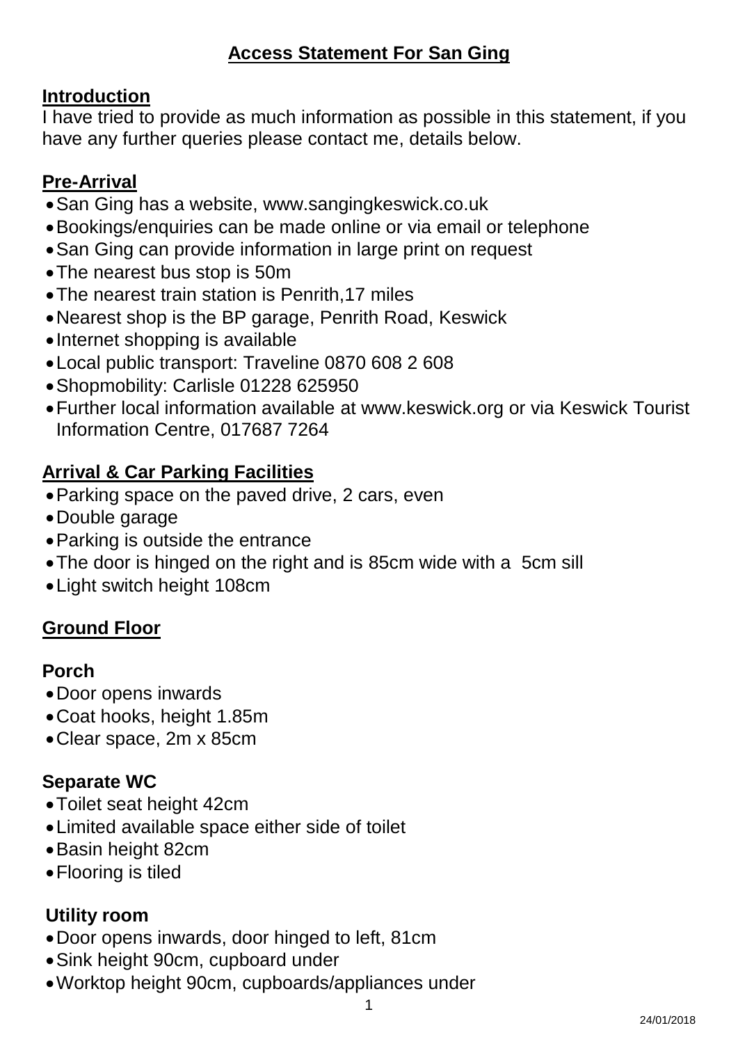# Access Statement For San Ging

## Introduction

I have tried to provide as much information as possible in this statement, if you have any further queries please contact me, details below.

## Pre-Arrival

- San Ging has a website, www.sangingkeswick.co.uk
- Bookings/enquiries can be made online or via email or telephone
- San Ging can provide information in large print on request
- The nearest bus stop is 50m
- The nearest train station is Penrith,17 miles
- Nearest shop is the BP garage, Penrith Road, Keswick
- Internet shopping is available
- Local public transport: Traveline 0870 608 2 608
- Shopmobility: Carlisle 01228 625950
- Further local information available at www.keswick.org or via Keswick Tourist Information Centre, 017687 7264

## Arrival & Car Parking Facilities

- Parking space on the paved drive, 2 cars, even
- Double garage
- Parking is outside the entrance
- The door is hinged on the right and is 85cm wide with a 5cm sill
- Light switch height 108cm

## Ground Floor

### Porch

- Door opens inwards
- Coat hooks, height 1.85m
- Clear space, 2m x 85cm

### Separate WC

- Toilet seat height 42cm
- Limited available space either side of toilet
- Basin height 82cm
- Flooring is tiled

### Utility room

- Door opens inwards, door hinged to left, 81cm
- Sink height 90cm, cupboard under
- Worktop height 90cm, cupboards/appliances under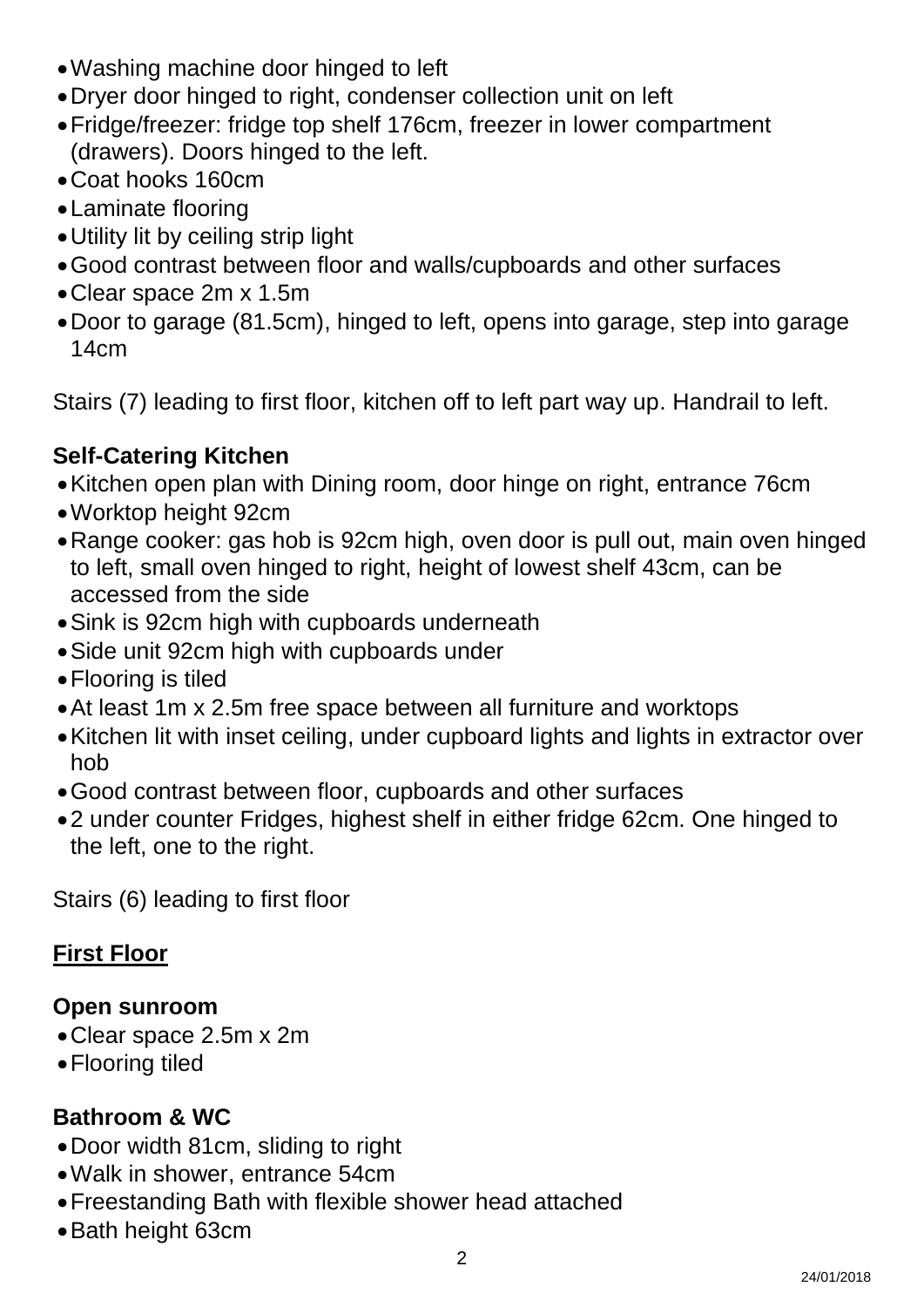- Washing machine door hinged to left
- Dryer door hinged to right, condenser collection unit on left
- Fridge/freezer: fridge top shelf 176cm, freezer in lower compartment (drawers). Doors hinged to the left.
- Coat hooks 160cm
- Laminate flooring
- Utility lit by ceiling strip light
- Good contrast between floor and walls/cupboards and other surfaces
- Clear space 2m x 1.5m
- Door to garage (81.5cm), hinged to left, opens into garage, step into garage 14cm

Stairs (7) leading to first floor, kitchen off to left part way up. Handrail to left.

### Self-Catering Kitchen

- Kitchen open plan with Dining room, door hinge on right, entrance 76cm
- Worktop height 92cm
- Range cooker: gas hob is 92cm high, oven door is pull out, main oven hinged to left, small oven hinged to right, height of lowest shelf 43cm, can be accessed from the side
- Sink is 92cm high with cupboards underneath
- Side unit 92cm high with cupboards under
- Flooring is tiled
- At least 1m x 2.5m free space between all furniture and worktops
- Kitchen lit with inset ceiling, under cupboard lights and lights in extractor over hob
- Good contrast between floor, cupboards and other surfaces
- 2 under counter Fridges, highest shelf in either fridge 62cm. One hinged to the left, one to the right.

Stairs (6) leading to first floor

## First Floor

### Open sunroom

- Clear space 2.5m x 2m
- Flooring tiled

### Bathroom & WC

- Door width 81cm, sliding to right
- Walk in shower, entrance 54cm
- Freestanding Bath with flexible shower head attached
- Bath height 63cm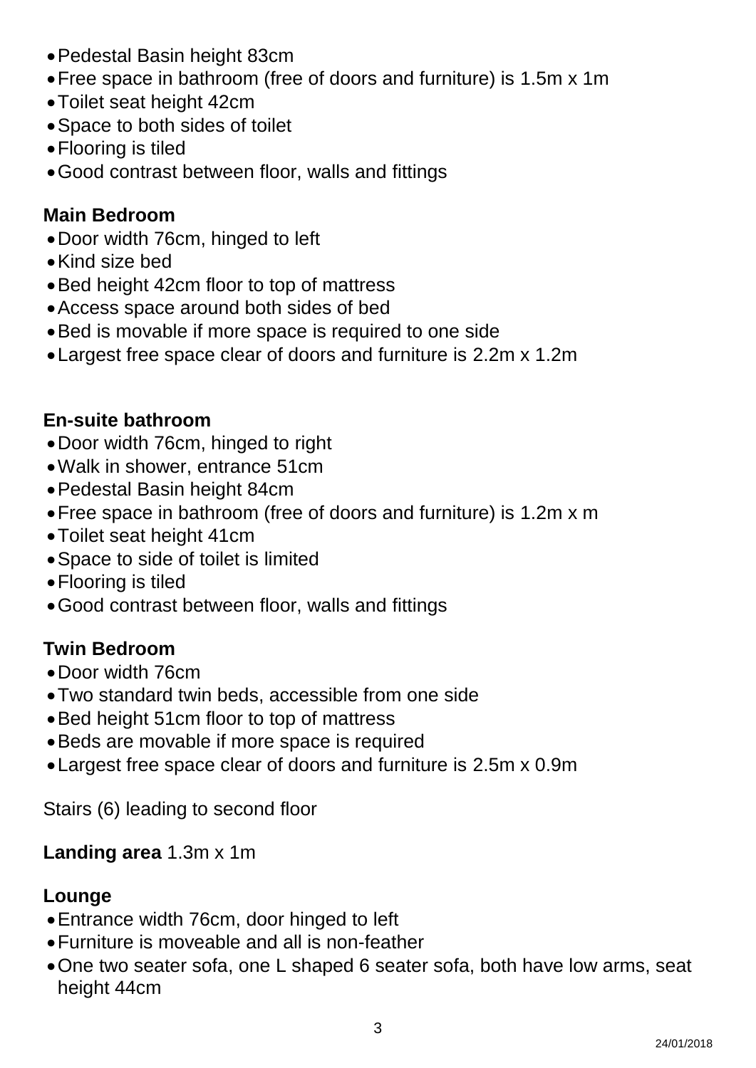- Pedestal Basin height 83cm
- Free space in bathroom (free of doors and furniture) is 1.5m x 1m
- Toilet seat height 42cm
- Space to both sides of toilet
- Flooring is tiled
- Good contrast between floor, walls and fittings

**Main Bedroom**

- Door width 76cm, hinged to left
- Kind size bed
- Bed height 42cm floor to top of mattress
- Access space around both sides of bed
- Bed is movable if more space is required to one side
- Largest free space clear of doors and furniture is 2.2m x 1.2m

**En-suite bathroom**

- Door width 76cm, hinged to right
- Walk in shower, entrance 51cm
- Pedestal Basin height 84cm
- Free space in bathroom (free of doors and furniture) is 1.2m x m
- Toilet seat height 41cm
- Space to side of toilet is limited
- Flooring is tiled
- Good contrast between floor, walls and fittings

**Twin Bedroom**

- Door width 76cm
- Two standard twin beds, accessible from one side
- Bed height 51cm floor to top of mattress
- Beds are movable if more space is required
- Largest free space clear of doors and furniture is 2.5m x 0.9m

Stairs (6) leading to second floor

**Landing area** 1.3m x 1m

**Lounge**

- Entrance width 76cm, door hinged to left
- Furniture is moveable and all is non-feather
- One two seater sofa, one L shaped 6 seater sofa, both have low arms, seat height 44cm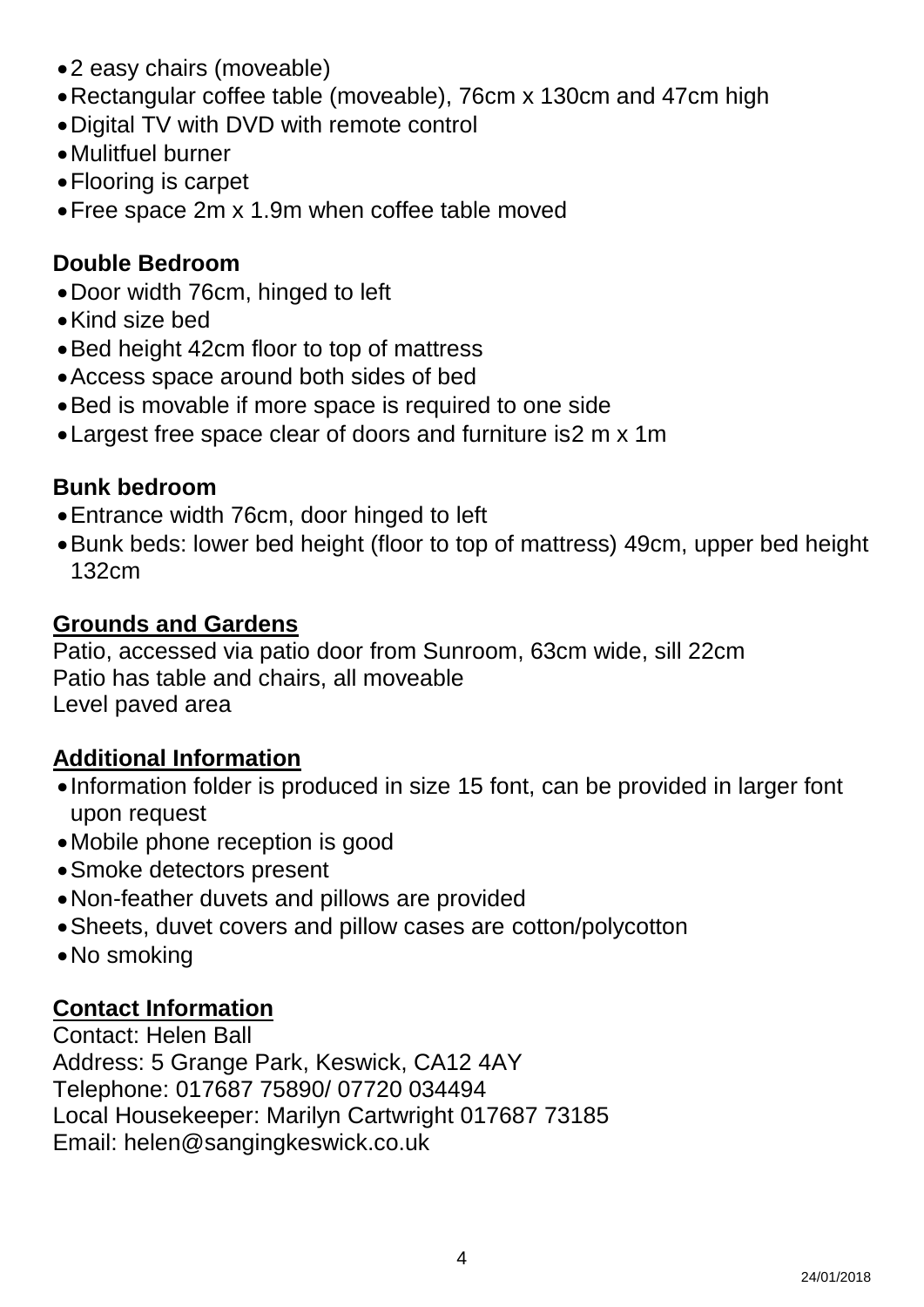- 2 easy chairs (moveable)
- Rectangular coffee table (moveable), 76cm x 130cm and 47cm high
- Digital TV with DVD with remote control
- Mulitfuel burner
- Flooring is carpet
- Free space 2m x 1.9m when coffee table moved

### Double Bedroom

- Door width 76cm, hinged to left
- Kind size bed
- Bed height 42cm floor to top of mattress
- Access space around both sides of bed
- Bed is movable if more space is required to one side
- Largest free space clear of doors and furniture is2 m x 1m

### Bunk bedroom

- Entrance width 76cm, door hinged to left
- Bunk beds: lower bed height (floor to top of mattress) 49cm, upper bed height 132cm

## Grounds and Gardens

Patio, accessed via patio door from Sunroom, 63cm wide, sill 22cm
Patio has table and chairs, all moveable
Level paved area

## Additional Information

- Information folder is produced in size 15 font, can be provided in larger font upon request
- Mobile phone reception is good
- Smoke detectors present
- Non-feather duvets and pillows are provided
- Sheets, duvet covers and pillow cases are cotton/polycotton
- No smoking

## Contact Information

Contact: Helen Ball
Address: 5 Grange Park, Keswick, CA12 4AY
Telephone: 017687 75890/ 07720 034494
Local Housekeeper: Marilyn Cartwright 017687 73185
Email: helen@sangingkeswick.co.uk

24/01/2018